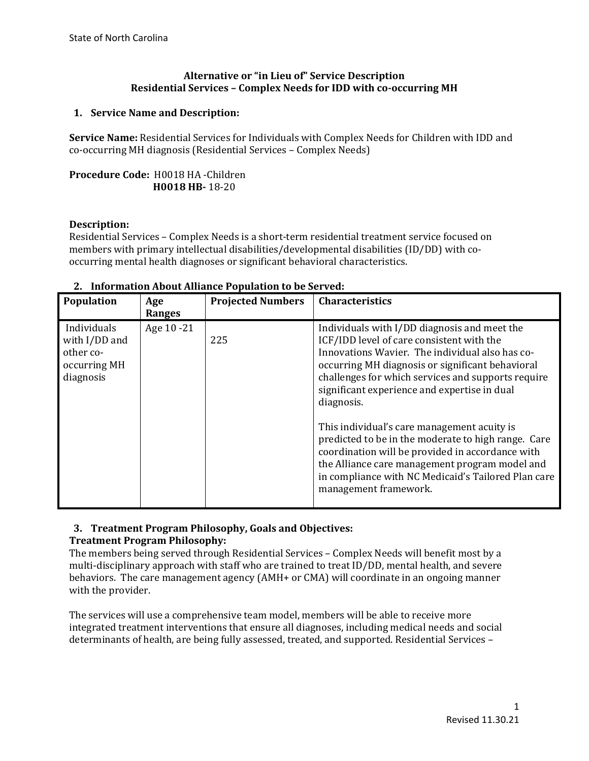State of North Carolina

# Alternative or "in Lieu of" Service Description
## Residential Services – Complex Needs for IDD with co-occurring MH

### 1. Service Name and Description:

**Service Name:** Residential Services for Individuals with Complex Needs for Children with IDD and co-occurring MH diagnosis (Residential Services – Complex Needs)

**Procedure Code:** H0018 HA -Children
**H0018 HB-** 18-20

**Description:**
Residential Services – Complex Needs is a short-term residential treatment service focused on members with primary intellectual disabilities/developmental disabilities (ID/DD) with co-occurring mental health diagnoses or significant behavioral characteristics.

### 2. Information About Alliance Population to be Served:

| Population | Age Ranges | Projected Numbers | Characteristics |
|---|---|---|---|
| Individuals with I/DD and other co-occurring MH diagnosis | Age 10 -21 | 225 | Individuals with I/DD diagnosis and meet the ICF/IDD level of care consistent with the Innovations Wavier. The individual also has co-occurring MH diagnosis or significant behavioral challenges for which services and supports require significant experience and expertise in dual diagnosis.<br><br>This individual's care management acuity is predicted to be in the moderate to high range. Care coordination will be provided in accordance with the Alliance care management program model and in compliance with NC Medicaid's Tailored Plan care management framework. |

### 3. Treatment Program Philosophy, Goals and Objectives:

**Treatment Program Philosophy:**
The members being served through Residential Services – Complex Needs will benefit most by a multi-disciplinary approach with staff who are trained to treat ID/DD, mental health, and severe behaviors. The care management agency (AMH+ or CMA) will coordinate in an ongoing manner with the provider.

The services will use a comprehensive team model, members will be able to receive more integrated treatment interventions that ensure all diagnoses, including medical needs and social determinants of health, are being fully assessed, treated, and supported. Residential Services –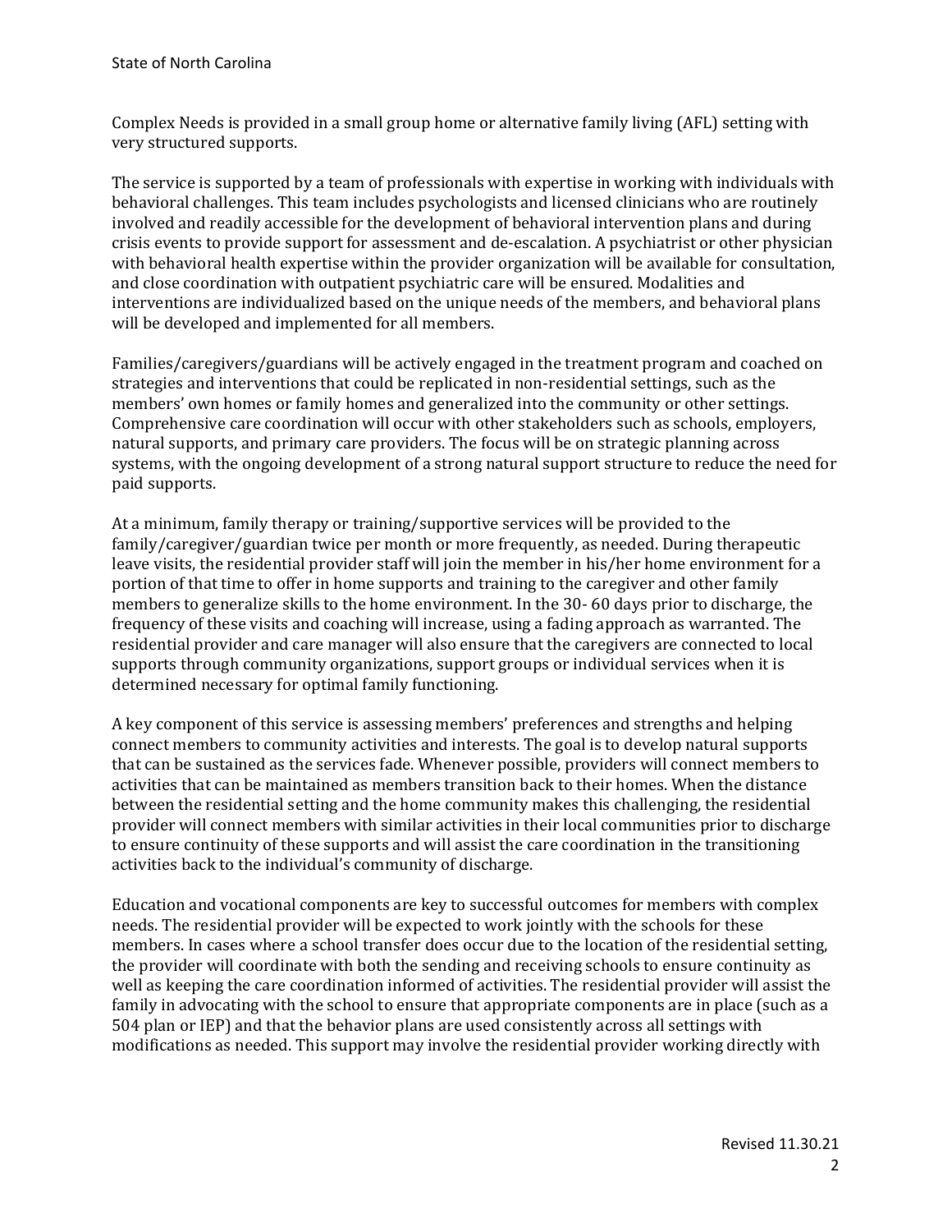Complex Needs is provided in a small group home or alternative family living (AFL) setting with very structured supports.

The service is supported by a team of professionals with expertise in working with individuals with behavioral challenges. This team includes psychologists and licensed clinicians who are routinely involved and readily accessible for the development of behavioral intervention plans and during crisis events to provide support for assessment and de-escalation. A psychiatrist or other physician with behavioral health expertise within the provider organization will be available for consultation, and close coordination with outpatient psychiatric care will be ensured. Modalities and interventions are individualized based on the unique needs of the members, and behavioral plans will be developed and implemented for all members.

Families/caregivers/guardians will be actively engaged in the treatment program and coached on strategies and interventions that could be replicated in non-residential settings, such as the members' own homes or family homes and generalized into the community or other settings. Comprehensive care coordination will occur with other stakeholders such as schools, employers, natural supports, and primary care providers. The focus will be on strategic planning across systems, with the ongoing development of a strong natural support structure to reduce the need for paid supports.

At a minimum, family therapy or training/supportive services will be provided to the family/caregiver/guardian twice per month or more frequently, as needed. During therapeutic leave visits, the residential provider staff will join the member in his/her home environment for a portion of that time to offer in home supports and training to the caregiver and other family members to generalize skills to the home environment. In the 30- 60 days prior to discharge, the frequency of these visits and coaching will increase, using a fading approach as warranted. The residential provider and care manager will also ensure that the caregivers are connected to local supports through community organizations, support groups or individual services when it is determined necessary for optimal family functioning.

A key component of this service is assessing members' preferences and strengths and helping connect members to community activities and interests. The goal is to develop natural supports that can be sustained as the services fade. Whenever possible, providers will connect members to activities that can be maintained as members transition back to their homes. When the distance between the residential setting and the home community makes this challenging, the residential provider will connect members with similar activities in their local communities prior to discharge to ensure continuity of these supports and will assist the care coordination in the transitioning activities back to the individual's community of discharge.

Education and vocational components are key to successful outcomes for members with complex needs. The residential provider will be expected to work jointly with the schools for these members. In cases where a school transfer does occur due to the location of the residential setting, the provider will coordinate with both the sending and receiving schools to ensure continuity as well as keeping the care coordination informed of activities. The residential provider will assist the family in advocating with the school to ensure that appropriate components are in place (such as a 504 plan or IEP) and that the behavior plans are used consistently across all settings with modifications as needed. This support may involve the residential provider working directly with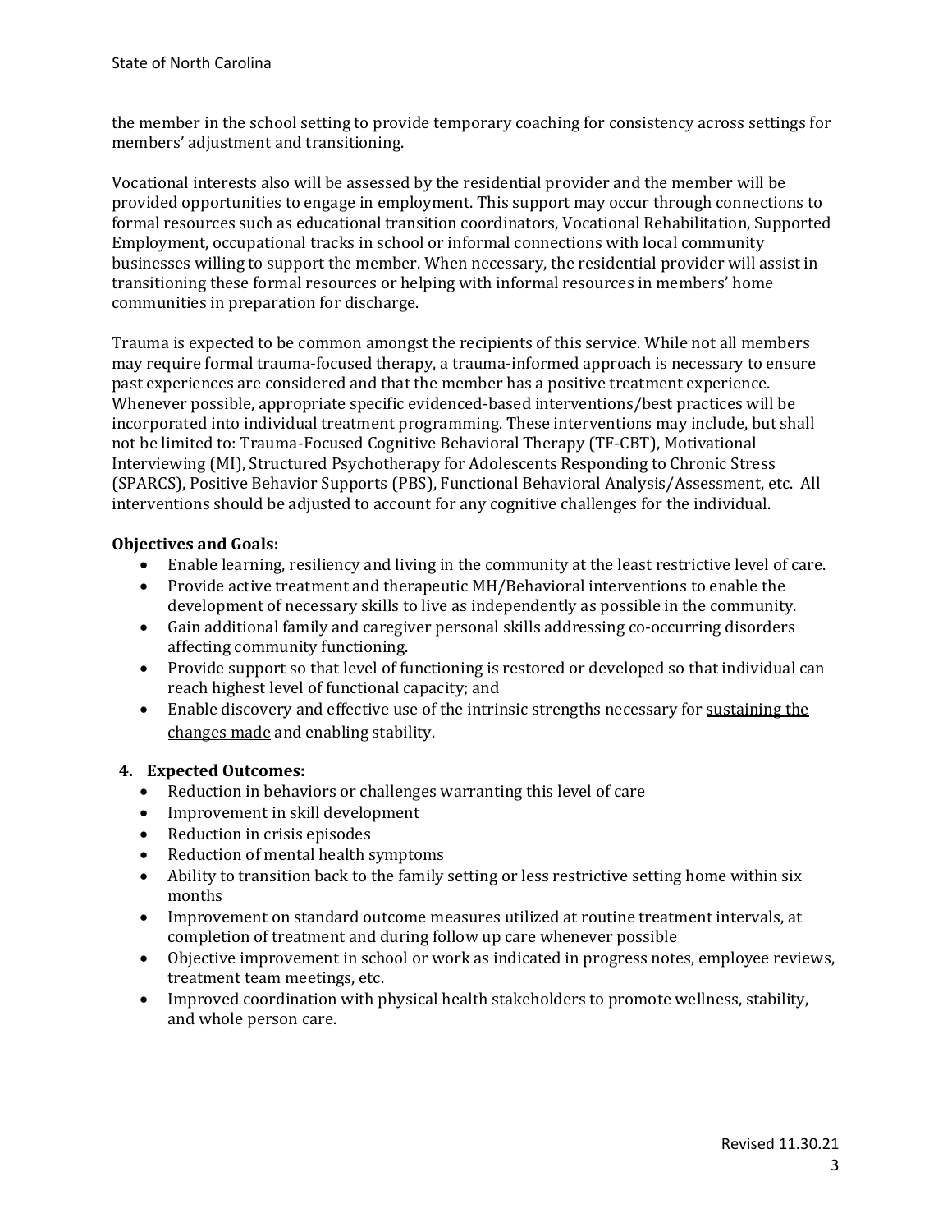the member in the school setting to provide temporary coaching for consistency across settings for members' adjustment and transitioning.

Vocational interests also will be assessed by the residential provider and the member will be provided opportunities to engage in employment. This support may occur through connections to formal resources such as educational transition coordinators, Vocational Rehabilitation, Supported Employment, occupational tracks in school or informal connections with local community businesses willing to support the member. When necessary, the residential provider will assist in transitioning these formal resources or helping with informal resources in members' home communities in preparation for discharge.

Trauma is expected to be common amongst the recipients of this service. While not all members may require formal trauma-focused therapy, a trauma-informed approach is necessary to ensure past experiences are considered and that the member has a positive treatment experience. Whenever possible, appropriate specific evidenced-based interventions/best practices will be incorporated into individual treatment programming. These interventions may include, but shall not be limited to: Trauma-Focused Cognitive Behavioral Therapy (TF-CBT), Motivational Interviewing (MI), Structured Psychotherapy for Adolescents Responding to Chronic Stress (SPARCS), Positive Behavior Supports (PBS), Functional Behavioral Analysis/Assessment, etc. All interventions should be adjusted to account for any cognitive challenges for the individual.

**Objectives and Goals:**

- Enable learning, resiliency and living in the community at the least restrictive level of care.
- Provide active treatment and therapeutic MH/Behavioral interventions to enable the development of necessary skills to live as independently as possible in the community.
- Gain additional family and caregiver personal skills addressing co-occurring disorders affecting community functioning.
- Provide support so that level of functioning is restored or developed so that individual can reach highest level of functional capacity; and
- Enable discovery and effective use of the intrinsic strengths necessary for <u>sustaining the changes made</u> and enabling stability.

**4. Expected Outcomes:**

- Reduction in behaviors or challenges warranting this level of care
- Improvement in skill development
- Reduction in crisis episodes
- Reduction of mental health symptoms
- Ability to transition back to the family setting or less restrictive setting home within six months
- Improvement on standard outcome measures utilized at routine treatment intervals, at completion of treatment and during follow up care whenever possible
- Objective improvement in school or work as indicated in progress notes, employee reviews, treatment team meetings, etc.
- Improved coordination with physical health stakeholders to promote wellness, stability, and whole person care.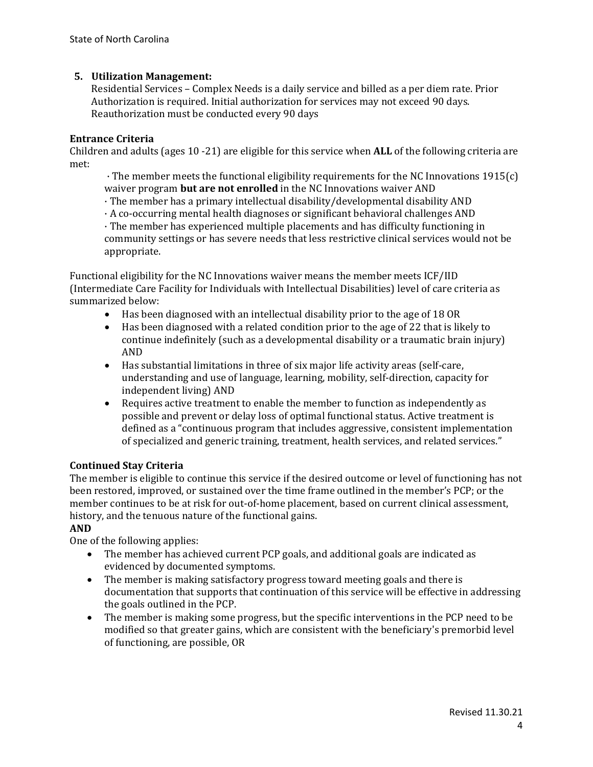**5. Utilization Management:**

Residential Services – Complex Needs is a daily service and billed as a per diem rate. Prior Authorization is required. Initial authorization for services may not exceed 90 days. Reauthorization must be conducted every 90 days

**Entrance Criteria**

Children and adults (ages 10 -21) are eligible for this service when **ALL** of the following criteria are met:

· The member meets the functional eligibility requirements for the NC Innovations 1915(c) waiver program **but are not enrolled** in the NC Innovations waiver AND

· The member has a primary intellectual disability/developmental disability AND

· A co-occurring mental health diagnoses or significant behavioral challenges AND

· The member has experienced multiple placements and has difficulty functioning in community settings or has severe needs that less restrictive clinical services would not be appropriate.

Functional eligibility for the NC Innovations waiver means the member meets ICF/IID (Intermediate Care Facility for Individuals with Intellectual Disabilities) level of care criteria as summarized below:

- Has been diagnosed with an intellectual disability prior to the age of 18 OR
- Has been diagnosed with a related condition prior to the age of 22 that is likely to continue indefinitely (such as a developmental disability or a traumatic brain injury) AND
- Has substantial limitations in three of six major life activity areas (self-care, understanding and use of language, learning, mobility, self-direction, capacity for independent living) AND
- Requires active treatment to enable the member to function as independently as possible and prevent or delay loss of optimal functional status. Active treatment is defined as a "continuous program that includes aggressive, consistent implementation of specialized and generic training, treatment, health services, and related services."

**Continued Stay Criteria**

The member is eligible to continue this service if the desired outcome or level of functioning has not been restored, improved, or sustained over the time frame outlined in the member's PCP; or the member continues to be at risk for out-of-home placement, based on current clinical assessment, history, and the tenuous nature of the functional gains.

**AND**

One of the following applies:

- The member has achieved current PCP goals, and additional goals are indicated as evidenced by documented symptoms.
- The member is making satisfactory progress toward meeting goals and there is documentation that supports that continuation of this service will be effective in addressing the goals outlined in the PCP.
- The member is making some progress, but the specific interventions in the PCP need to be modified so that greater gains, which are consistent with the beneficiary's premorbid level of functioning, are possible, OR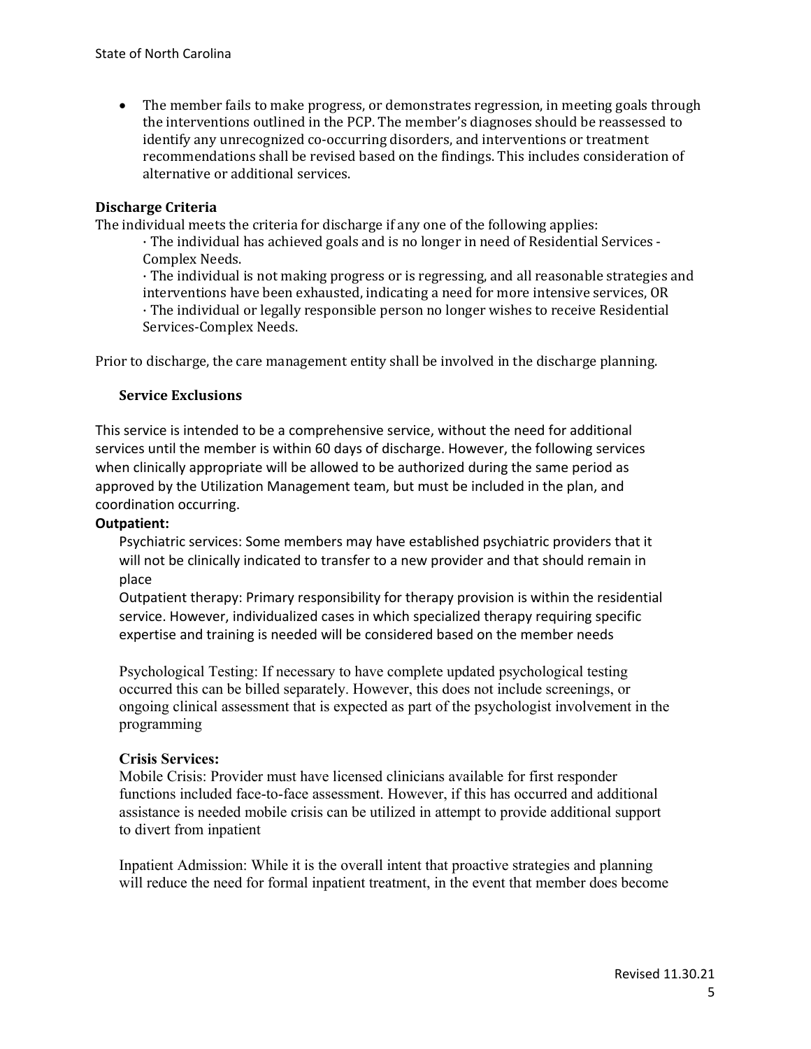- The member fails to make progress, or demonstrates regression, in meeting goals through the interventions outlined in the PCP. The member's diagnoses should be reassessed to identify any unrecognized co-occurring disorders, and interventions or treatment recommendations shall be revised based on the findings. This includes consideration of alternative or additional services.

**Discharge Criteria**

The individual meets the criteria for discharge if any one of the following applies:

· The individual has achieved goals and is no longer in need of Residential Services - Complex Needs.

· The individual is not making progress or is regressing, and all reasonable strategies and interventions have been exhausted, indicating a need for more intensive services, OR

· The individual or legally responsible person no longer wishes to receive Residential Services-Complex Needs.

Prior to discharge, the care management entity shall be involved in the discharge planning.

**Service Exclusions**

This service is intended to be a comprehensive service, without the need for additional services until the member is within 60 days of discharge. However, the following services when clinically appropriate will be allowed to be authorized during the same period as approved by the Utilization Management team, but must be included in the plan, and coordination occurring.

**Outpatient:**

Psychiatric services: Some members may have established psychiatric providers that it will not be clinically indicated to transfer to a new provider and that should remain in place

Outpatient therapy: Primary responsibility for therapy provision is within the residential service. However, individualized cases in which specialized therapy requiring specific expertise and training is needed will be considered based on the member needs

Psychological Testing: If necessary to have complete updated psychological testing occurred this can be billed separately. However, this does not include screenings, or ongoing clinical assessment that is expected as part of the psychologist involvement in the programming

**Crisis Services:**

Mobile Crisis: Provider must have licensed clinicians available for first responder functions included face-to-face assessment. However, if this has occurred and additional assistance is needed mobile crisis can be utilized in attempt to provide additional support to divert from inpatient

Inpatient Admission: While it is the overall intent that proactive strategies and planning will reduce the need for formal inpatient treatment, in the event that member does become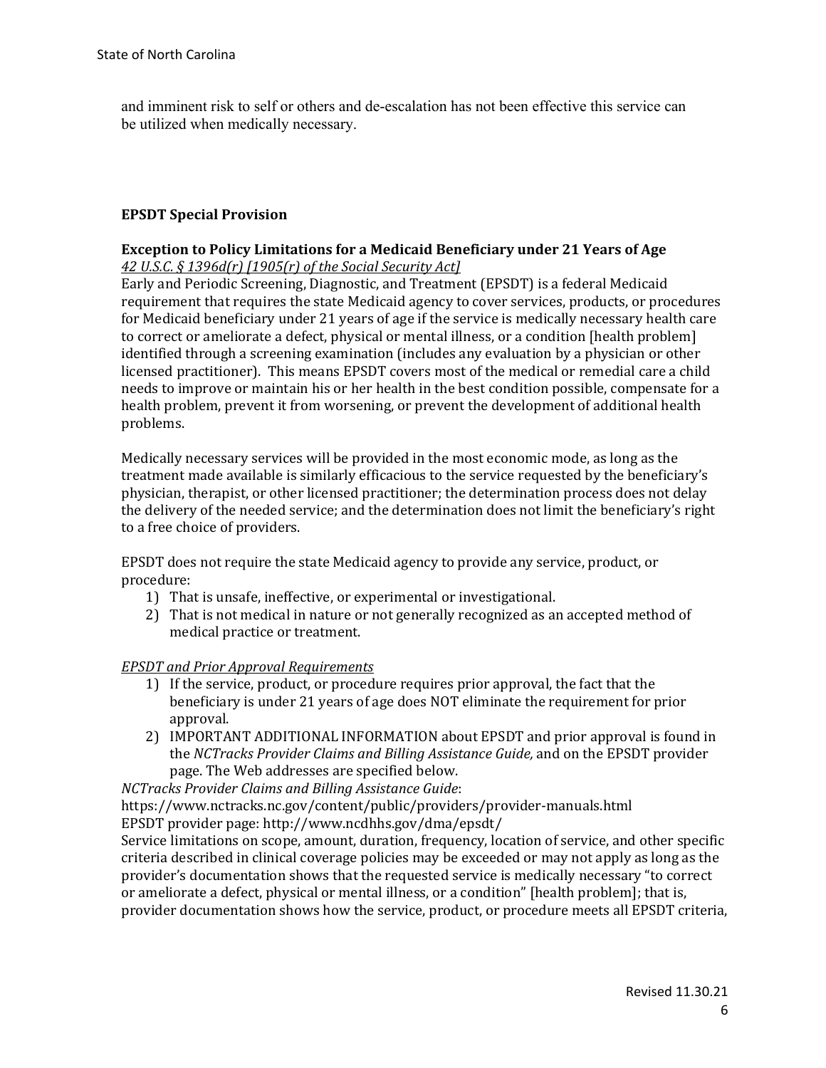and imminent risk to self or others and de-escalation has not been effective this service can be utilized when medically necessary.

### EPSDT Special Provision

**Exception to Policy Limitations for a Medicaid Beneficiary under 21 Years of Age**
*42 U.S.C. § 1396d(r) [1905(r) of the Social Security Act]*

Early and Periodic Screening, Diagnostic, and Treatment (EPSDT) is a federal Medicaid requirement that requires the state Medicaid agency to cover services, products, or procedures for Medicaid beneficiary under 21 years of age if the service is medically necessary health care to correct or ameliorate a defect, physical or mental illness, or a condition [health problem] identified through a screening examination (includes any evaluation by a physician or other licensed practitioner). This means EPSDT covers most of the medical or remedial care a child needs to improve or maintain his or her health in the best condition possible, compensate for a health problem, prevent it from worsening, or prevent the development of additional health problems.

Medically necessary services will be provided in the most economic mode, as long as the treatment made available is similarly efficacious to the service requested by the beneficiary's physician, therapist, or other licensed practitioner; the determination process does not delay the delivery of the needed service; and the determination does not limit the beneficiary's right to a free choice of providers.

EPSDT does not require the state Medicaid agency to provide any service, product, or procedure:

1) That is unsafe, ineffective, or experimental or investigational.
2) That is not medical in nature or not generally recognized as an accepted method of medical practice or treatment.

*EPSDT and Prior Approval Requirements*

1) If the service, product, or procedure requires prior approval, the fact that the beneficiary is under 21 years of age does NOT eliminate the requirement for prior approval.
2) IMPORTANT ADDITIONAL INFORMATION about EPSDT and prior approval is found in the *NCTracks Provider Claims and Billing Assistance Guide,* and on the EPSDT provider page. The Web addresses are specified below.

*NCTracks Provider Claims and Billing Assistance Guide*:
https://www.nctracks.nc.gov/content/public/providers/provider-manuals.html
EPSDT provider page: http://www.ncdhhs.gov/dma/epsdt/

Service limitations on scope, amount, duration, frequency, location of service, and other specific criteria described in clinical coverage policies may be exceeded or may not apply as long as the provider's documentation shows that the requested service is medically necessary "to correct or ameliorate a defect, physical or mental illness, or a condition" [health problem]; that is, provider documentation shows how the service, product, or procedure meets all EPSDT criteria,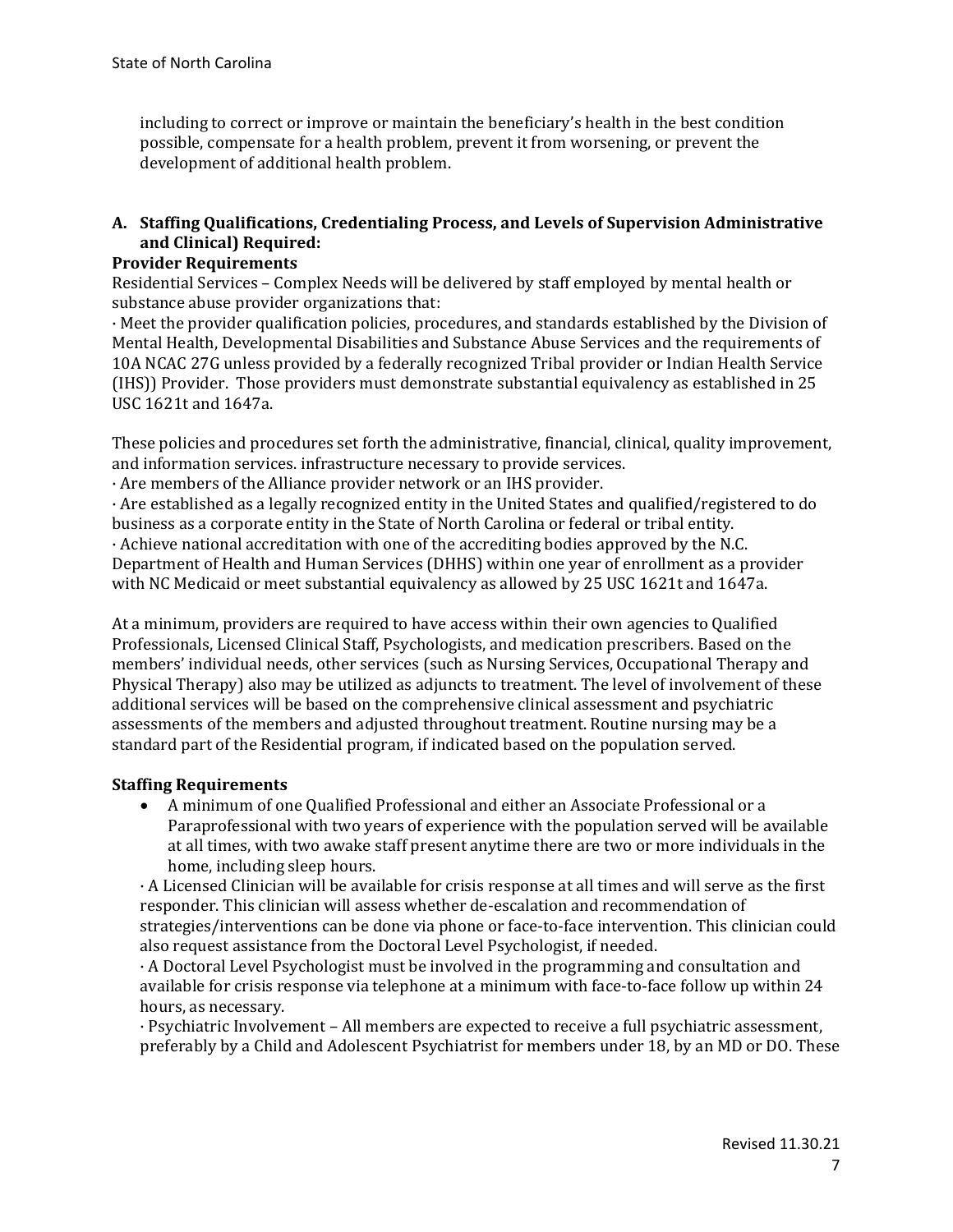including to correct or improve or maintain the beneficiary's health in the best condition possible, compensate for a health problem, prevent it from worsening, or prevent the development of additional health problem.

## A. Staffing Qualifications, Credentialing Process, and Levels of Supervision Administrative and Clinical) Required:

**Provider Requirements**

Residential Services – Complex Needs will be delivered by staff employed by mental health or substance abuse provider organizations that:

· Meet the provider qualification policies, procedures, and standards established by the Division of Mental Health, Developmental Disabilities and Substance Abuse Services and the requirements of 10A NCAC 27G unless provided by a federally recognized Tribal provider or Indian Health Service (IHS)) Provider. Those providers must demonstrate substantial equivalency as established in 25 USC 1621t and 1647a.

These policies and procedures set forth the administrative, financial, clinical, quality improvement, and information services. infrastructure necessary to provide services.

· Are members of the Alliance provider network or an IHS provider.

· Are established as a legally recognized entity in the United States and qualified/registered to do business as a corporate entity in the State of North Carolina or federal or tribal entity.

· Achieve national accreditation with one of the accrediting bodies approved by the N.C. Department of Health and Human Services (DHHS) within one year of enrollment as a provider with NC Medicaid or meet substantial equivalency as allowed by 25 USC 1621t and 1647a.

At a minimum, providers are required to have access within their own agencies to Qualified Professionals, Licensed Clinical Staff, Psychologists, and medication prescribers. Based on the members' individual needs, other services (such as Nursing Services, Occupational Therapy and Physical Therapy) also may be utilized as adjuncts to treatment. The level of involvement of these additional services will be based on the comprehensive clinical assessment and psychiatric assessments of the members and adjusted throughout treatment. Routine nursing may be a standard part of the Residential program, if indicated based on the population served.

**Staffing Requirements**

- A minimum of one Qualified Professional and either an Associate Professional or a Paraprofessional with two years of experience with the population served will be available at all times, with two awake staff present anytime there are two or more individuals in the home, including sleep hours.

· A Licensed Clinician will be available for crisis response at all times and will serve as the first responder. This clinician will assess whether de-escalation and recommendation of strategies/interventions can be done via phone or face-to-face intervention. This clinician could also request assistance from the Doctoral Level Psychologist, if needed.

· A Doctoral Level Psychologist must be involved in the programming and consultation and available for crisis response via telephone at a minimum with face-to-face follow up within 24 hours, as necessary.

· Psychiatric Involvement – All members are expected to receive a full psychiatric assessment, preferably by a Child and Adolescent Psychiatrist for members under 18, by an MD or DO. These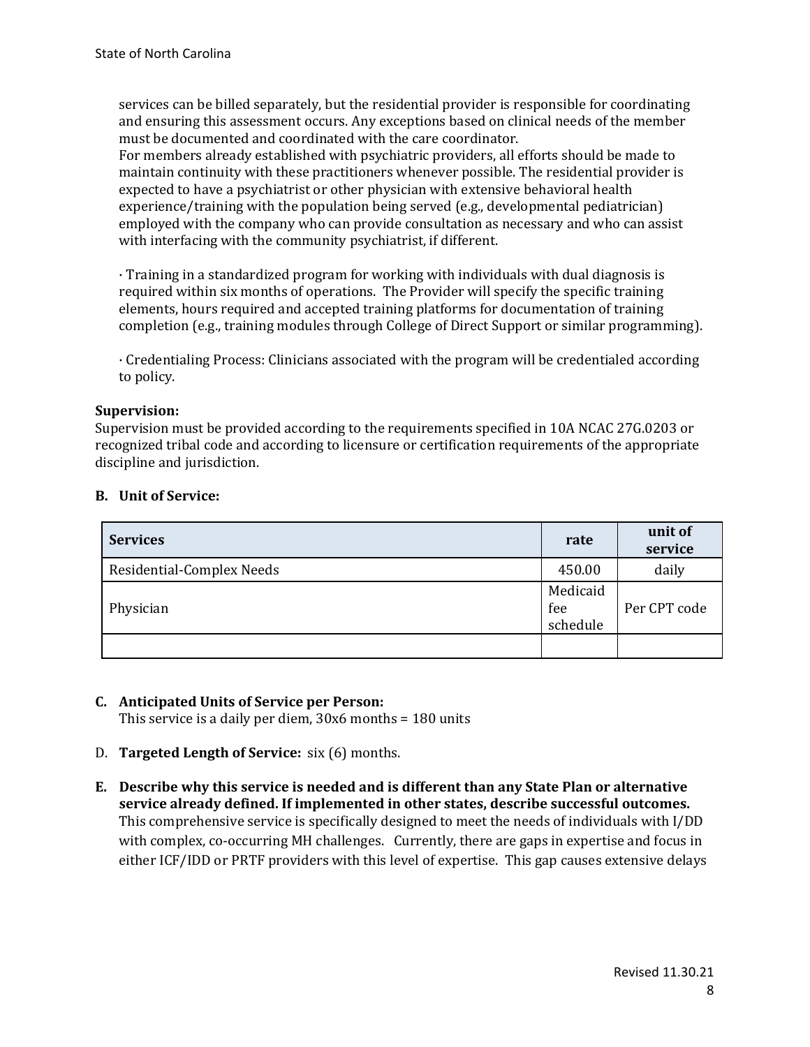services can be billed separately, but the residential provider is responsible for coordinating and ensuring this assessment occurs. Any exceptions based on clinical needs of the member must be documented and coordinated with the care coordinator.
For members already established with psychiatric providers, all efforts should be made to maintain continuity with these practitioners whenever possible. The residential provider is expected to have a psychiatrist or other physician with extensive behavioral health experience/training with the population being served (e.g., developmental pediatrician) employed with the company who can provide consultation as necessary and who can assist with interfacing with the community psychiatrist, if different.

· Training in a standardized program for working with individuals with dual diagnosis is required within six months of operations. The Provider will specify the specific training elements, hours required and accepted training platforms for documentation of training completion (e.g., training modules through College of Direct Support or similar programming).

· Credentialing Process: Clinicians associated with the program will be credentialed according to policy.

**Supervision:**
Supervision must be provided according to the requirements specified in 10A NCAC 27G.0203 or recognized tribal code and according to licensure or certification requirements of the appropriate discipline and jurisdiction.

**B. Unit of Service:**

| Services | rate | unit of service |
|---|---|---|
| Residential-Complex Needs | 450.00 | daily |
| Physician | Medicaid fee schedule | Per CPT code |
| | | |

**C. Anticipated Units of Service per Person:**
This service is a daily per diem, 30x6 months = 180 units

D. **Targeted Length of Service:** six (6) months.

**E. Describe why this service is needed and is different than any State Plan or alternative service already defined. If implemented in other states, describe successful outcomes.**
This comprehensive service is specifically designed to meet the needs of individuals with I/DD with complex, co-occurring MH challenges. Currently, there are gaps in expertise and focus in either ICF/IDD or PRTF providers with this level of expertise. This gap causes extensive delays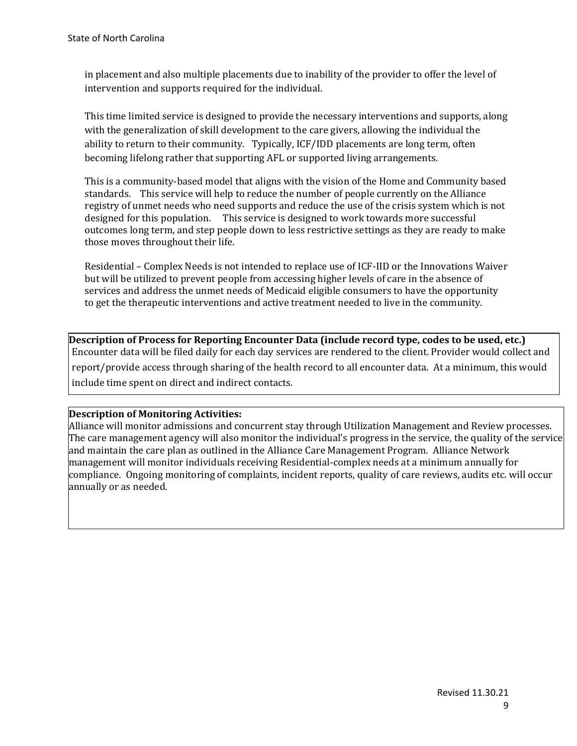in placement and also multiple placements due to inability of the provider to offer the level of intervention and supports required for the individual.

This time limited service is designed to provide the necessary interventions and supports, along with the generalization of skill development to the care givers, allowing the individual the ability to return to their community. Typically, ICF/IDD placements are long term, often becoming lifelong rather that supporting AFL or supported living arrangements.

This is a community-based model that aligns with the vision of the Home and Community based standards. This service will help to reduce the number of people currently on the Alliance registry of unmet needs who need supports and reduce the use of the crisis system which is not designed for this population. This service is designed to work towards more successful outcomes long term, and step people down to less restrictive settings as they are ready to make those moves throughout their life.

Residential – Complex Needs is not intended to replace use of ICF-IID or the Innovations Waiver but will be utilized to prevent people from accessing higher levels of care in the absence of services and address the unmet needs of Medicaid eligible consumers to have the opportunity to get the therapeutic interventions and active treatment needed to live in the community.

**Description of Process for Reporting Encounter Data (include record type, codes to be used, etc.)**

Encounter data will be filed daily for each day services are rendered to the client. Provider would collect and report/provide access through sharing of the health record to all encounter data. At a minimum, this would include time spent on direct and indirect contacts.

**Description of Monitoring Activities:**

Alliance will monitor admissions and concurrent stay through Utilization Management and Review processes. The care management agency will also monitor the individual's progress in the service, the quality of the service and maintain the care plan as outlined in the Alliance Care Management Program. Alliance Network management will monitor individuals receiving Residential-complex needs at a minimum annually for compliance. Ongoing monitoring of complaints, incident reports, quality of care reviews, audits etc. will occur annually or as needed.

Revised 11.30.21